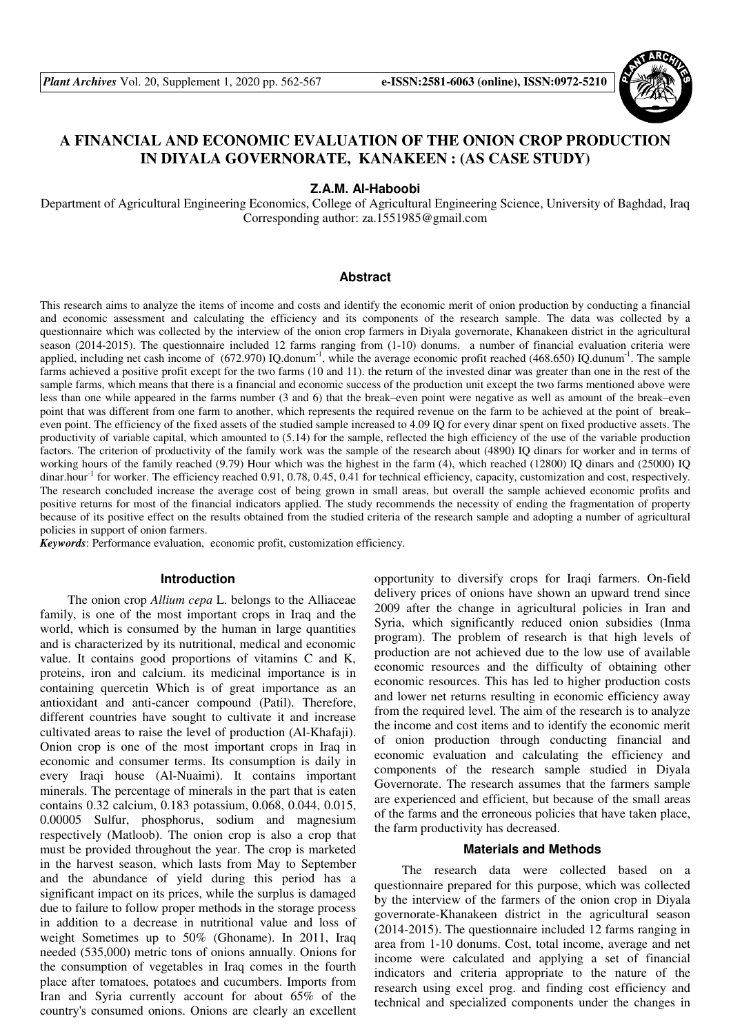# A FINANCIAL AND ECONOMIC EVALUATION OF THE ONION CROP PRODUCTION IN DIYALA GOVERNORATE, KANAKEEN : (AS CASE STUDY)

**Z.A.M. Al-Haboobi**

Department of Agricultural Engineering Economics, College of Agricultural Engineering Science, University of Baghdad, Iraq
Corresponding author: za.1551985@gmail.com

## Abstract

This research aims to analyze the items of income and costs and identify the economic merit of onion production by conducting a financial and economic assessment and calculating the efficiency and its components of the research sample. The data was collected by a questionnaire which was collected by the interview of the onion crop farmers in Diyala governorate, Khanakeen district in the agricultural season (2014-2015). The questionnaire included 12 farms ranging from (1-10) donums. a number of financial evaluation criteria were applied, including net cash income of (672.970) IQ.donum$^{-1}$, while the average economic profit reached (468.650) IQ.dunum$^{-1}$. The sample farms achieved a positive profit except for the two farms (10 and 11). the return of the invested dinar was greater than one in the rest of the sample farms, which means that there is a financial and economic success of the production unit except the two farms mentioned above were less than one while appeared in the farms number (3 and 6) that the break–even point were negative as well as amount of the break–even point that was different from one farm to another, which represents the required revenue on the farm to be achieved at the point of break–even point. The efficiency of the fixed assets of the studied sample increased to 4.09 IQ for every dinar spent on fixed productive assets. The productivity of variable capital, which amounted to (5.14) for the sample, reflected the high efficiency of the use of the variable production factors. The criterion of productivity of the family work was the sample of the research about (4890) IQ dinars for worker and in terms of working hours of the family reached (9.79) Hour which was the highest in the farm (4), which reached (12800) IQ dinars and (25000) IQ dinar.hour$^{-1}$ for worker. The efficiency reached 0.91, 0.78, 0.45, 0.41 for technical efficiency, capacity, customization and cost, respectively. The research concluded increase the average cost of being grown in small areas, but overall the sample achieved economic profits and positive returns for most of the financial indicators applied. The study recommends the necessity of ending the fragmentation of property because of its positive effect on the results obtained from the studied criteria of the research sample and adopting a number of agricultural policies in support of onion farmers.

***Keywords***: Performance evaluation, economic profit, customization efficiency.

## Introduction

The onion crop *Allium cepa* L. belongs to the Alliaceae family, is one of the most important crops in Iraq and the world, which is consumed by the human in large quantities and is characterized by its nutritional, medical and economic value. It contains good proportions of vitamins C and K, proteins, iron and calcium. its medicinal importance is in containing quercetin Which is of great importance as an antioxidant and anti-cancer compound (Patil). Therefore, different countries have sought to cultivate it and increase cultivated areas to raise the level of production (Al-Khafaji). Onion crop is one of the most important crops in Iraq in economic and consumer terms. Its consumption is daily in every Iraqi house (Al-Nuaimi). It contains important minerals. The percentage of minerals in the part that is eaten contains 0.32 calcium, 0.183 potassium, 0.068, 0.044, 0.015, 0.00005 Sulfur, phosphorus, sodium and magnesium respectively (Matloob). The onion crop is also a crop that must be provided throughout the year. The crop is marketed in the harvest season, which lasts from May to September and the abundance of yield during this period has a significant impact on its prices, while the surplus is damaged due to failure to follow proper methods in the storage process in addition to a decrease in nutritional value and loss of weight Sometimes up to 50% (Ghoname). In 2011, Iraq needed (535,000) metric tons of onions annually. Onions for the consumption of vegetables in Iraq comes in the fourth place after tomatoes, potatoes and cucumbers. Imports from Iran and Syria currently account for about 65% of the country's consumed onions. Onions are clearly an excellent opportunity to diversify crops for Iraqi farmers. On-field delivery prices of onions have shown an upward trend since 2009 after the change in agricultural policies in Iran and Syria, which significantly reduced onion subsidies (Inma program). The problem of research is that high levels of production are not achieved due to the low use of available economic resources and the difficulty of obtaining other economic resources. This has led to higher production costs and lower net returns resulting in economic efficiency away from the required level. The aim of the research is to analyze the income and cost items and to identify the economic merit of onion production through conducting financial and economic evaluation and calculating the efficiency and components of the research sample studied in Diyala Governorate. The research assumes that the farmers sample are experienced and efficient, but because of the small areas of the farms and the erroneous policies that have taken place, the farm productivity has decreased.

## Materials and Methods

The research data were collected based on a questionnaire prepared for this purpose, which was collected by the interview of the farmers of the onion crop in Diyala governorate-Khanakeen district in the agricultural season (2014-2015). The questionnaire included 12 farms ranging in area from 1-10 donums. Cost, total income, average and net income were calculated and applying a set of financial indicators and criteria appropriate to the nature of the research using excel prog. and finding cost efficiency and technical and specialized components under the changes in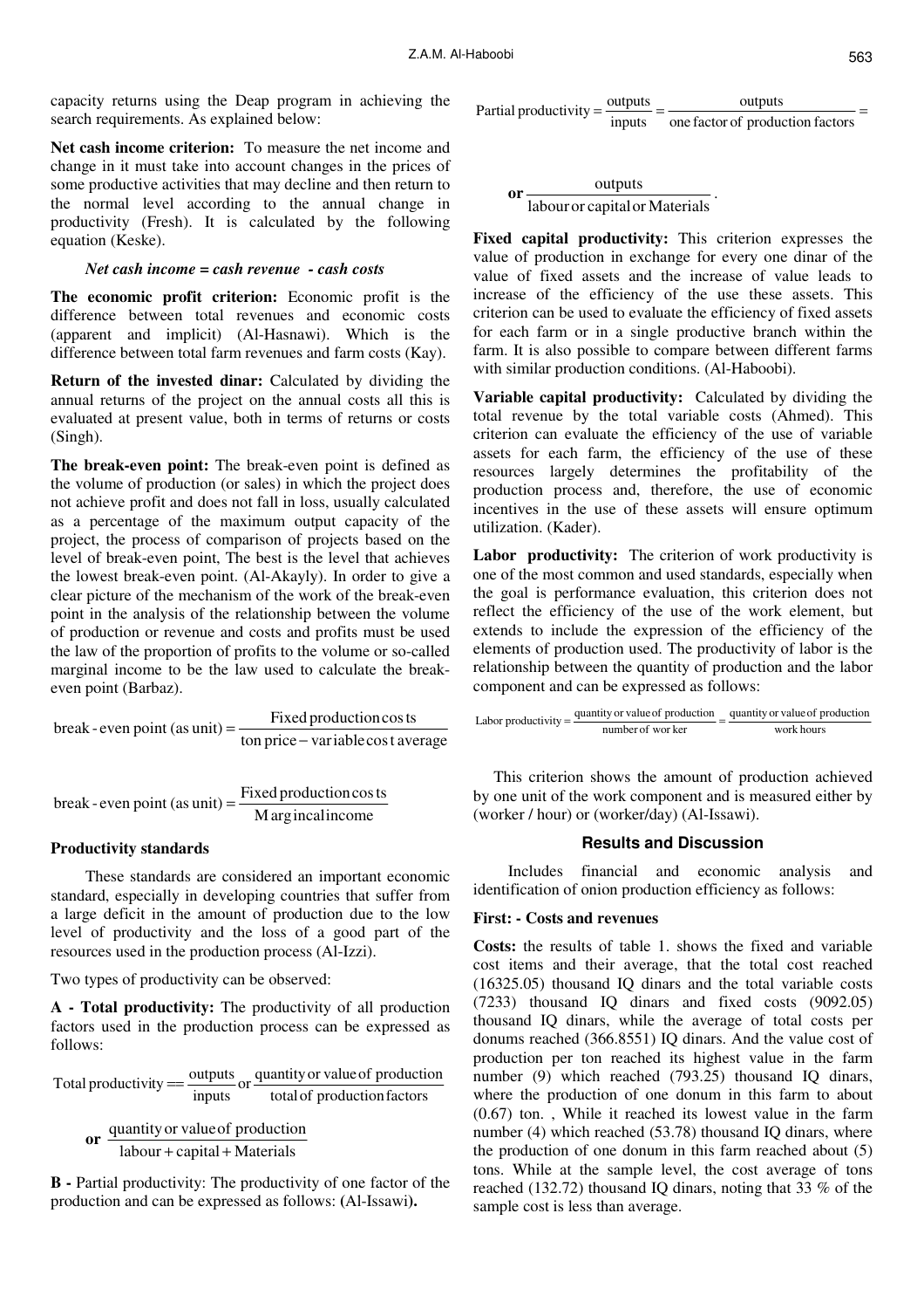capacity returns using the Deap program in achieving the search requirements. As explained below:

**Net cash income criterion:** To measure the net income and change in it must take into account changes in the prices of some productive activities that may decline and then return to the normal level according to the annual change in productivity (Fresh). It is calculated by the following equation (Keske).

***Net cash income = cash revenue - cash costs***

**The economic profit criterion:** Economic profit is the difference between total revenues and economic costs (apparent and implicit) (Al-Hasnawi). Which is the difference between total farm revenues and farm costs (Kay).

**Return of the invested dinar:** Calculated by dividing the annual returns of the project on the annual costs all this is evaluated at present value, both in terms of returns or costs (Singh).

**The break-even point:** The break-even point is defined as the volume of production (or sales) in which the project does not achieve profit and does not fall in loss, usually calculated as a percentage of the maximum output capacity of the project, the process of comparison of projects based on the level of break-even point, The best is the level that achieves the lowest break-even point. (Al-Akayly). In order to give a clear picture of the mechanism of the work of the break-even point in the analysis of the relationship between the volume of production or revenue and costs and profits must be used the law of the proportion of profits to the volume or so-called marginal income to be the law used to calculate the break-even point (Barbaz).

$$\text{break-even point (as unit)} = \frac{\text{Fixed production costs}}{\text{ton price} - \text{variable cost average}}$$

$$\text{break-even point (as unit)} = \frac{\text{Fixed production costs}}{\text{Margincal income}}$$

**Productivity standards**

These standards are considered an important economic standard, especially in developing countries that suffer from a large deficit in the amount of production due to the low level of productivity and the loss of a good part of the resources used in the production process (Al-Izzi).

Two types of productivity can be observed:

**A - Total productivity:** The productivity of all production factors used in the production process can be expressed as follows:

$$\text{Total productivity} == \frac{\text{outputs}}{\text{inputs}} \text{ or } \frac{\text{quantity or value of production}}{\text{total of production factors}}$$

$$\textbf{or } \frac{\text{quantity or value of production}}{\text{labour} + \text{capital} + \text{Materials}}$$

**B -** Partial productivity: The productivity of one factor of the production and can be expressed as follows: (Al-Issawi**).**

$$\text{Partial productivity} = \frac{\text{outputs}}{\text{inputs}} = \frac{\text{outputs}}{\text{one factor of production factors}} =$$

$$\textbf{or } \frac{\text{outputs}}{\text{labour or capital or Materials}}.$$

**Fixed capital productivity:** This criterion expresses the value of production in exchange for every one dinar of the value of fixed assets and the increase of value leads to increase of the efficiency of the use these assets. This criterion can be used to evaluate the efficiency of fixed assets for each farm or in a single productive branch within the farm. It is also possible to compare between different farms with similar production conditions. (Al-Haboobi).

**Variable capital productivity:** Calculated by dividing the total revenue by the total variable costs (Ahmed). This criterion can evaluate the efficiency of the use of variable assets for each farm, the efficiency of the use of these resources largely determines the profitability of the production process and, therefore, the use of economic incentives in the use of these assets will ensure optimum utilization. (Kader).

**Labor productivity:** The criterion of work productivity is one of the most common and used standards, especially when the goal is performance evaluation, this criterion does not reflect the efficiency of the use of the work element, but extends to include the expression of the efficiency of the elements of production used. The productivity of labor is the relationship between the quantity of production and the labor component and can be expressed as follows:

$$\text{Labor productivity} = \frac{\text{quantity or value of production}}{\text{number of worker}} = \frac{\text{quantity or value of production}}{\text{work hours}}$$

This criterion shows the amount of production achieved by one unit of the work component and is measured either by (worker / hour) or (worker/day) (Al-Issawi).

## Results and Discussion

Includes financial and economic analysis and identification of onion production efficiency as follows:

**First: - Costs and revenues**

**Costs:** the results of table 1. shows the fixed and variable cost items and their average, that the total cost reached (16325.05) thousand IQ dinars and the total variable costs (7233) thousand IQ dinars and fixed costs (9092.05) thousand IQ dinars, while the average of total costs per donums reached (366.8551) IQ dinars. And the value cost of production per ton reached its highest value in the farm number (9) which reached (793.25) thousand IQ dinars, where the production of one donum in this farm to about (0.67) ton. , While it reached its lowest value in the farm number (4) which reached (53.78) thousand IQ dinars, where the production of one donum in this farm reached about (5) tons. While at the sample level, the cost average of tons reached (132.72) thousand IQ dinars, noting that 33 % of the sample cost is less than average.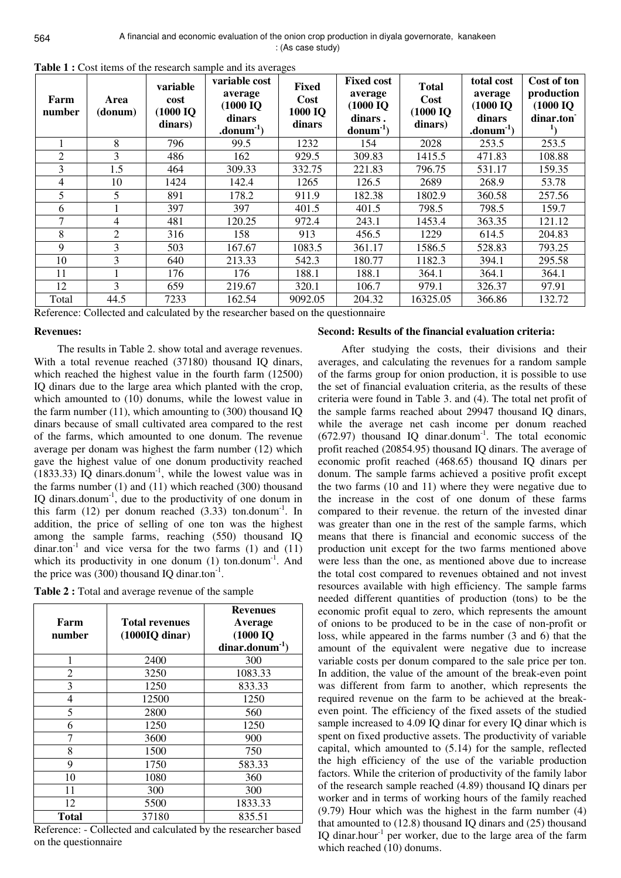**Table 1 :** Cost items of the research sample and its averages

| Farm number | Area (donum) | variable cost (1000 IQ dinars) | variable cost average (1000 IQ dinars .donum$^{-1}$) | Fixed Cost 1000 IQ dinars | Fixed cost average (1000 IQ dinars . donum$^{-1}$) | Total Cost (1000 IQ dinars) | total cost average (1000 IQ dinars .donum$^{-1}$) | Cost of ton production (1000 IQ dinar.ton$^{-1}$) |
|---|---|---|---|---|---|---|---|---|
| 1 | 8 | 796 | 99.5 | 1232 | 154 | 2028 | 253.5 | 253.5 |
| 2 | 3 | 486 | 162 | 929.5 | 309.83 | 1415.5 | 471.83 | 108.88 |
| 3 | 1.5 | 464 | 309.33 | 332.75 | 221.83 | 796.75 | 531.17 | 159.35 |
| 4 | 10 | 1424 | 142.4 | 1265 | 126.5 | 2689 | 268.9 | 53.78 |
| 5 | 5 | 891 | 178.2 | 911.9 | 182.38 | 1802.9 | 360.58 | 257.56 |
| 6 | 1 | 397 | 397 | 401.5 | 401.5 | 798.5 | 798.5 | 159.7 |
| 7 | 4 | 481 | 120.25 | 972.4 | 243.1 | 1453.4 | 363.35 | 121.12 |
| 8 | 2 | 316 | 158 | 913 | 456.5 | 1229 | 614.5 | 204.83 |
| 9 | 3 | 503 | 167.67 | 1083.5 | 361.17 | 1586.5 | 528.83 | 793.25 |
| 10 | 3 | 640 | 213.33 | 542.3 | 180.77 | 1182.3 | 394.1 | 295.58 |
| 11 | 1 | 176 | 176 | 188.1 | 188.1 | 364.1 | 364.1 | 364.1 |
| 12 | 3 | 659 | 219.67 | 320.1 | 106.7 | 979.1 | 326.37 | 97.91 |
| Total | 44.5 | 7233 | 162.54 | 9092.05 | 204.32 | 16325.05 | 366.86 | 132.72 |

Reference: Collected and calculated by the researcher based on the questionnaire

**Revenues:**

The results in Table 2. show total and average revenues. With a total revenue reached (37180) thousand IQ dinars, which reached the highest value in the fourth farm (12500) IQ dinars due to the large area which planted with the crop, which amounted to (10) donums, while the lowest value in the farm number (11), which amounting to (300) thousand IQ dinars because of small cultivated area compared to the rest of the farms, which amounted to one donum. The revenue average per donam was highest the farm number (12) which gave the highest value of one donum productivity reached (1833.33) IQ dinars.donum$^{-1}$, while the lowest value was in the farms number (1) and (11) which reached (300) thousand IQ dinars.donum$^{-1}$, due to the productivity of one donum in this farm (12) per donum reached (3.33) ton.donum$^{-1}$. In addition, the price of selling of one ton was the highest among the sample farms, reaching (550) thousand IQ dinar.ton$^{-1}$ and vice versa for the two farms (1) and (11) which its productivity in one donum (1) ton.donum$^{-1}$. And the price was (300) thousand IQ dinar.ton$^{-1}$.

**Table 2 :** Total and average revenue of the sample

| Farm number | Total revenues (1000IQ dinar) | Revenues Average (1000 IQ dinar.donum$^{-1}$) |
|---|---|---|
| 1 | 2400 | 300 |
| 2 | 3250 | 1083.33 |
| 3 | 1250 | 833.33 |
| 4 | 12500 | 1250 |
| 5 | 2800 | 560 |
| 6 | 1250 | 1250 |
| 7 | 3600 | 900 |
| 8 | 1500 | 750 |
| 9 | 1750 | 583.33 |
| 10 | 1080 | 360 |
| 11 | 300 | 300 |
| 12 | 5500 | 1833.33 |
| **Total** | 37180 | 835.51 |

Reference: - Collected and calculated by the researcher based on the questionnaire

**Second: Results of the financial evaluation criteria:**

After studying the costs, their divisions and their averages, and calculating the revenues for a random sample of the farms group for onion production, it is possible to use the set of financial evaluation criteria, as the results of these criteria were found in Table 3. and (4). The total net profit of the sample farms reached about 29947 thousand IQ dinars, while the average net cash income per donum reached (672.97) thousand IQ dinar.donum$^{-1}$. The total economic profit reached (20854.95) thousand IQ dinars. The average of economic profit reached (468.65) thousand IQ dinars per donum. The sample farms achieved a positive profit except the two farms (10 and 11) where they were negative due to the increase in the cost of one donum of these farms compared to their revenue. the return of the invested dinar was greater than one in the rest of the sample farms, which means that there is financial and economic success of the production unit except for the two farms mentioned above were less than the one, as mentioned above due to increase the total cost compared to revenues obtained and not invest resources available with high efficiency. The sample farms needed different quantities of production (tons) to be the economic profit equal to zero, which represents the amount of onions to be produced to be in the case of non-profit or loss, while appeared in the farms number (3 and 6) that the amount of the equivalent were negative due to increase variable costs per donum compared to the sale price per ton. In addition, the value of the amount of the break-even point was different from farm to another, which represents the required revenue on the farm to be achieved at the break-even point. The efficiency of the fixed assets of the studied sample increased to 4.09 IQ dinar for every IQ dinar which is spent on fixed productive assets. The productivity of variable capital, which amounted to (5.14) for the sample, reflected the high efficiency of the use of the variable production factors. While the criterion of productivity of the family labor of the research sample reached (4.89) thousand IQ dinars per worker and in terms of working hours of the family reached (9.79) Hour which was the highest in the farm number (4) that amounted to (12.8) thousand IQ dinars and (25) thousand IQ dinar.hour$^{-1}$ per worker, due to the large area of the farm which reached (10) donums.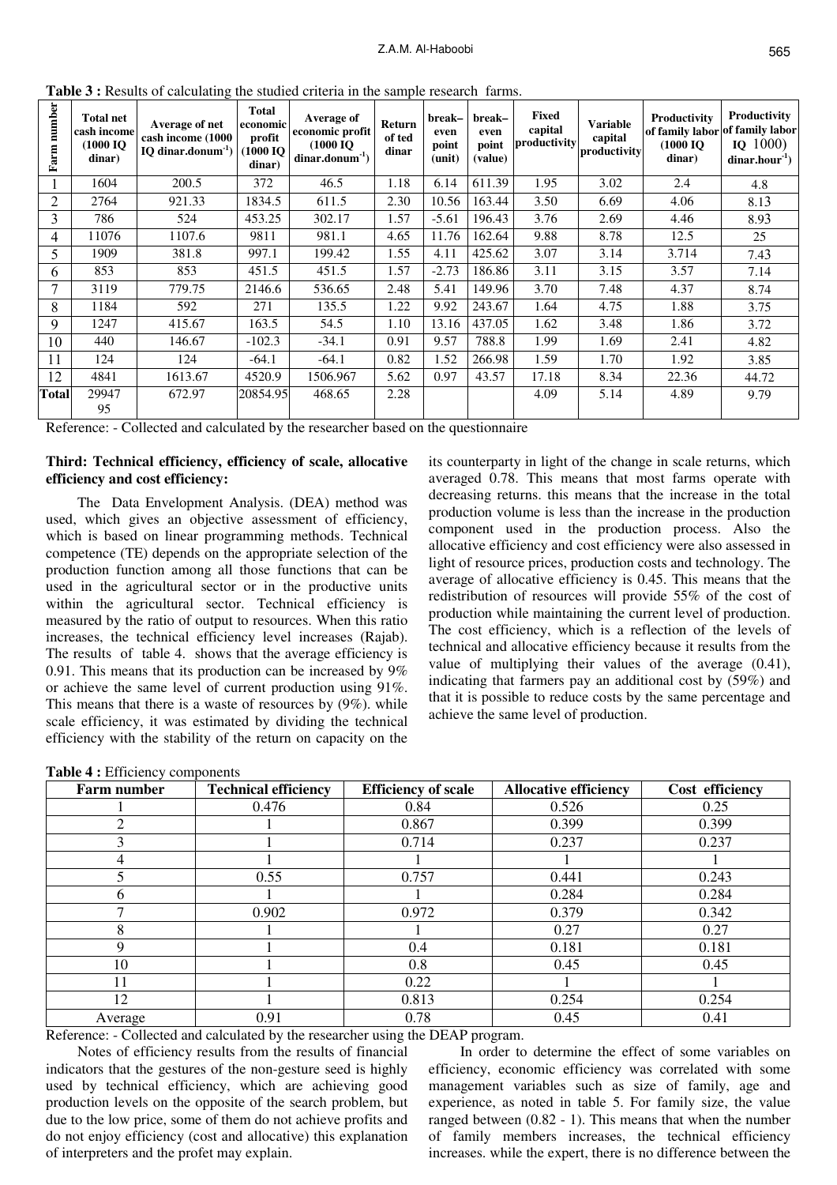**Table 3 :** Results of calculating the studied criteria in the sample research farms.

| Farm number | Total net cash income (1000 IQ dinar) | Average of net cash income (1000 IQ dinar.donum$^{-1}$) | Total economic profit (1000 IQ dinar) | Average of economic profit (1000 IQ dinar.donum$^{-1}$) | Return of ted dinar | break–even point (unit) | break–even point (value) | Fixed capital productivity | Variable capital productivity | Productivity of family labor (1000 IQ dinar) | Productivity of family labor IQ 1000) dinar.hour$^{-1}$) |
|---|---|---|---|---|---|---|---|---|---|---|---|
| 1 | 1604 | 200.5 | 372 | 46.5 | 1.18 | 6.14 | 611.39 | 1.95 | 3.02 | 2.4 | 4.8 |
| 2 | 2764 | 921.33 | 1834.5 | 611.5 | 2.30 | 10.56 | 163.44 | 3.50 | 6.69 | 4.06 | 8.13 |
| 3 | 786 | 524 | 453.25 | 302.17 | 1.57 | -5.61 | 196.43 | 3.76 | 2.69 | 4.46 | 8.93 |
| 4 | 11076 | 1107.6 | 9811 | 981.1 | 4.65 | 11.76 | 162.64 | 9.88 | 8.78 | 12.5 | 25 |
| 5 | 1909 | 381.8 | 997.1 | 199.42 | 1.55 | 4.11 | 425.62 | 3.07 | 3.14 | 3.714 | 7.43 |
| 6 | 853 | 853 | 451.5 | 451.5 | 1.57 | -2.73 | 186.86 | 3.11 | 3.15 | 3.57 | 7.14 |
| 7 | 3119 | 779.75 | 2146.6 | 536.65 | 2.48 | 5.41 | 149.96 | 3.70 | 7.48 | 4.37 | 8.74 |
| 8 | 1184 | 592 | 271 | 135.5 | 1.22 | 9.92 | 243.67 | 1.64 | 4.75 | 1.88 | 3.75 |
| 9 | 1247 | 415.67 | 163.5 | 54.5 | 1.10 | 13.16 | 437.05 | 1.62 | 3.48 | 1.86 | 3.72 |
| 10 | 440 | 146.67 | -102.3 | -34.1 | 0.91 | 9.57 | 788.8 | 1.99 | 1.69 | 2.41 | 4.82 |
| 11 | 124 | 124 | -64.1 | -64.1 | 0.82 | 1.52 | 266.98 | 1.59 | 1.70 | 1.92 | 3.85 |
| 12 | 4841 | 1613.67 | 4520.9 | 1506.967 | 5.62 | 0.97 | 43.57 | 17.18 | 8.34 | 22.36 | 44.72 |
| **Total** | 29947 95 | 672.97 | 20854.95 | 468.65 | 2.28 | | | 4.09 | 5.14 | 4.89 | 9.79 |

Reference: - Collected and calculated by the researcher based on the questionnaire

### Third: Technical efficiency, efficiency of scale, allocative efficiency and cost efficiency:

The Data Envelopment Analysis. (DEA) method was used, which gives an objective assessment of efficiency, which is based on linear programming methods. Technical competence (TE) depends on the appropriate selection of the production function among all those functions that can be used in the agricultural sector or in the productive units within the agricultural sector. Technical efficiency is measured by the ratio of output to resources. When this ratio increases, the technical efficiency level increases (Rajab). The results of table 4. shows that the average efficiency is 0.91. This means that its production can be increased by 9% or achieve the same level of current production using 91%. This means that there is a waste of resources by (9%). while scale efficiency, it was estimated by dividing the technical efficiency with the stability of the return on capacity on the its counterparty in light of the change in scale returns, which averaged 0.78. This means that most farms operate with decreasing returns. this means that the increase in the total production volume is less than the increase in the production component used in the production process. Also the allocative efficiency and cost efficiency were also assessed in light of resource prices, production costs and technology. The average of allocative efficiency is 0.45. This means that the redistribution of resources will provide 55% of the cost of production while maintaining the current level of production. The cost efficiency, which is a reflection of the levels of technical and allocative efficiency because it results from the value of multiplying their values of the average (0.41), indicating that farmers pay an additional cost by (59%) and that it is possible to reduce costs by the same percentage and achieve the same level of production.

**Table 4 :** Efficiency components

| Farm number | Technical efficiency | Efficiency of scale | Allocative efficiency | Cost efficiency |
|---|---|---|---|---|
| 1 | 0.476 | 0.84 | 0.526 | 0.25 |
| 2 | 1 | 0.867 | 0.399 | 0.399 |
| 3 | 1 | 0.714 | 0.237 | 0.237 |
| 4 | 1 | 1 | 1 | 1 |
| 5 | 0.55 | 0.757 | 0.441 | 0.243 |
| 6 | 1 | 1 | 0.284 | 0.284 |
| 7 | 0.902 | 0.972 | 0.379 | 0.342 |
| 8 | 1 | 1 | 0.27 | 0.27 |
| 9 | 1 | 0.4 | 0.181 | 0.181 |
| 10 | 1 | 0.8 | 0.45 | 0.45 |
| 11 | 1 | 0.22 | 1 | 1 |
| 12 | 1 | 0.813 | 0.254 | 0.254 |
| Average | 0.91 | 0.78 | 0.45 | 0.41 |

Reference: - Collected and calculated by the researcher using the DEAP program.

Notes of efficiency results from the results of financial indicators that the gestures of the non-gesture seed is highly used by technical efficiency, which are achieving good production levels on the opposite of the search problem, but due to the low price, some of them do not achieve profits and do not enjoy efficiency (cost and allocative) this explanation of interpreters and the profet may explain.

In order to determine the effect of some variables on efficiency, economic efficiency was correlated with some management variables such as size of family, age and experience, as noted in table 5. For family size, the value ranged between (0.82 - 1). This means that when the number of family members increases, the technical efficiency increases. while the expert, there is no difference between the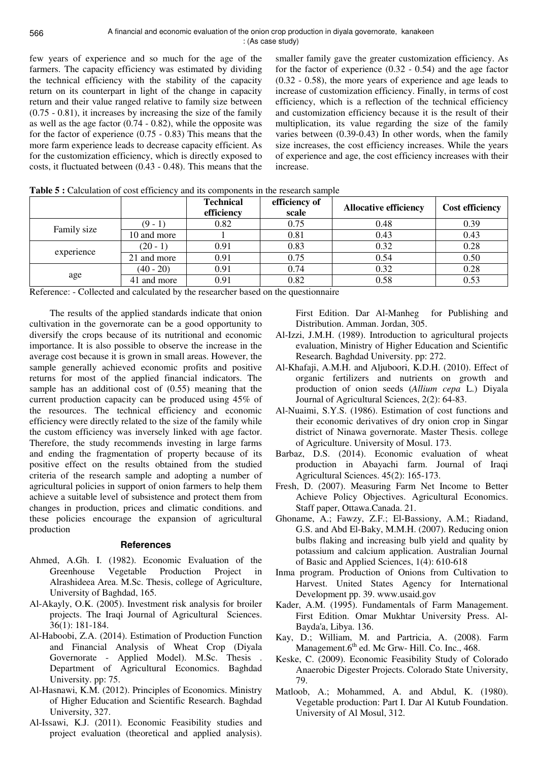few years of experience and so much for the age of the farmers. The capacity efficiency was estimated by dividing the technical efficiency with the stability of the capacity return on its counterpart in light of the change in capacity return and their value ranged relative to family size between (0.75 - 0.81), it increases by increasing the size of the family as well as the age factor (0.74 - 0.82), while the opposite was for the factor of experience (0.75 - 0.83) This means that the more farm experience leads to decrease capacity efficient. As for the customization efficiency, which is directly exposed to costs, it fluctuated between (0.43 - 0.48). This means that the smaller family gave the greater customization efficiency. As for the factor of experience (0.32 - 0.54) and the age factor (0.32 - 0.58), the more years of experience and age leads to increase of customization efficiency. Finally, in terms of cost efficiency, which is a reflection of the technical efficiency and customization efficiency because it is the result of their multiplication, its value regarding the size of the family varies between (0.39-0.43) In other words, when the family size increases, the cost efficiency increases. While the years of experience and age, the cost efficiency increases with their increase.

**Table 5 :** Calculation of cost efficiency and its components in the research sample

| | | Technical efficiency | efficiency of scale | Allocative efficiency | Cost efficiency |
|---|---|---|---|---|---|
| Family size | (9 - 1) | 0.82 | 0.75 | 0.48 | 0.39 |
| | 10 and more | 1 | 0.81 | 0.43 | 0.43 |
| experience | (20 - 1) | 0.91 | 0.83 | 0.32 | 0.28 |
| | 21 and more | 0.91 | 0.75 | 0.54 | 0.50 |
| age | (40 - 20) | 0.91 | 0.74 | 0.32 | 0.28 |
| | 41 and more | 0.91 | 0.82 | 0.58 | 0.53 |

Reference: - Collected and calculated by the researcher based on the questionnaire

The results of the applied standards indicate that onion cultivation in the governorate can be a good opportunity to diversify the crops because of its nutritional and economic importance. It is also possible to observe the increase in the average cost because it is grown in small areas. However, the sample generally achieved economic profits and positive returns for most of the applied financial indicators. The sample has an additional cost of (0.55) meaning that the current production capacity can be produced using 45% of the resources. The technical efficiency and economic efficiency were directly related to the size of the family while the custom efficiency was inversely linked with age factor. Therefore, the study recommends investing in large farms and ending the fragmentation of property because of its positive effect on the results obtained from the studied criteria of the research sample and adopting a number of agricultural policies in support of onion farmers to help them achieve a suitable level of subsistence and protect them from changes in production, prices and climatic conditions. and these policies encourage the expansion of agricultural production

## References

- Ahmed, A.Gh. I. (1982). Economic Evaluation of the Greenhouse Vegetable Production Project in Alrashideea Area. M.Sc. Thesis, college of Agriculture, University of Baghdad, 165.
- Al-Akayly, O.K. (2005). Investment risk analysis for broiler projects. The Iraqi Journal of Agricultural Sciences. 36(1): 181-184.
- Al-Haboobi, Z.A. (2014). Estimation of Production Function and Financial Analysis of Wheat Crop (Diyala Governorate - Applied Model). M.Sc. Thesis . Department of Agricultural Economics. Baghdad University. pp: 75.
- Al-Hasnawi, K.M. (2012). Principles of Economics. Ministry of Higher Education and Scientific Research. Baghdad University, 327.
- Al-Issawi, K.J. (2011). Economic Feasibility studies and project evaluation (theoretical and applied analysis). First Edition. Dar Al-Manheg for Publishing and Distribution. Amman. Jordan, 305.
- Al-Izzi, J.M.H. (1989). Introduction to agricultural projects evaluation, Ministry of Higher Education and Scientific Research. Baghdad University. pp: 272.
- Al-Khafaji, A.M.H. and Aljuboori, K.D.H. (2010). Effect of organic fertilizers and nutrients on growth and production of onion seeds (*Allium cepa* L.) Diyala Journal of Agricultural Sciences, 2(2): 64-83.
- Al-Nuaimi, S.Y.S. (1986). Estimation of cost functions and their economic derivatives of dry onion crop in Singar district of Ninawa governorate. Master Thesis. college of Agriculture. University of Mosul. 173.
- Barbaz, D.S. (2014). Economic evaluation of wheat production in Abayachi farm. Journal of Iraqi Agricultural Sciences. 45(2): 165-173.
- Fresh, D. (2007). Measuring Farm Net Income to Better Achieve Policy Objectives. Agricultural Economics. Staff paper, Ottawa.Canada. 21.
- Ghoname, A.; Fawzy, Z.F.; El-Bassiony, A.M.; Riadand, G.S. and Abd El-Baky, M.M.H. (2007). Reducing onion bulbs flaking and increasing bulb yield and quality by potassium and calcium application. Australian Journal of Basic and Applied Sciences, 1(4): 610-618
- Inma program. Production of Onions from Cultivation to Harvest. United States Agency for International Development pp. 39. www.usaid.gov
- Kader, A.M. (1995). Fundamentals of Farm Management. First Edition. Omar Mukhtar University Press. Al-Bayda'a, Libya. 136.
- Kay, D.; William, M. and Partricia, A. (2008). Farm Management.6th ed. Mc Grw- Hill. Co. Inc., 468.
- Keske, C. (2009). Economic Feasibility Study of Colorado Anaerobic Digester Projects. Colorado State University, 79.
- Matloob, A.; Mohammed, A. and Abdul, K. (1980). Vegetable production: Part I. Dar Al Kutub Foundation. University of Al Mosul, 312.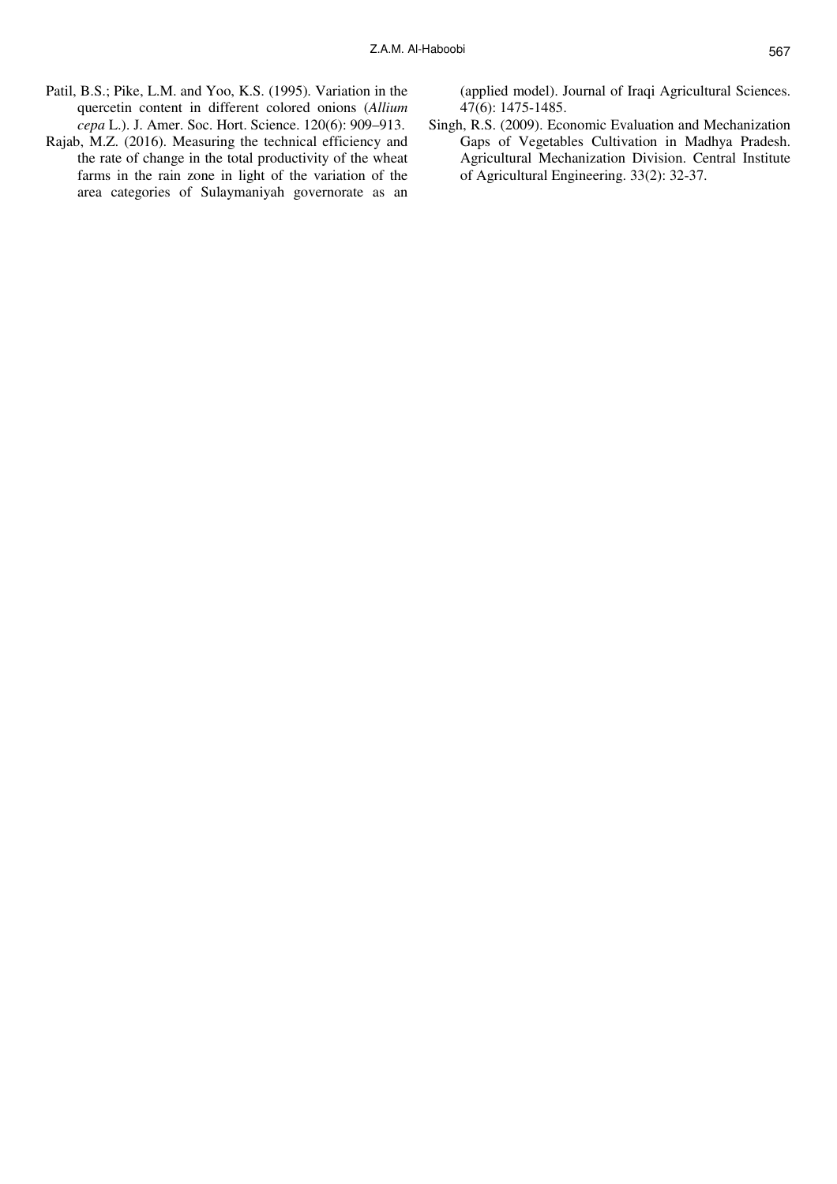Patil, B.S.; Pike, L.M. and Yoo, K.S. (1995). Variation in the quercetin content in different colored onions (*Allium cepa* L.). J. Amer. Soc. Hort. Science. 120(6): 909–913.

Rajab, M.Z. (2016). Measuring the technical efficiency and the rate of change in the total productivity of the wheat farms in the rain zone in light of the variation of the area categories of Sulaymaniyah governorate as an (applied model). Journal of Iraqi Agricultural Sciences. 47(6): 1475-1485.

Singh, R.S. (2009). Economic Evaluation and Mechanization Gaps of Vegetables Cultivation in Madhya Pradesh. Agricultural Mechanization Division. Central Institute of Agricultural Engineering. 33(2): 32-37.